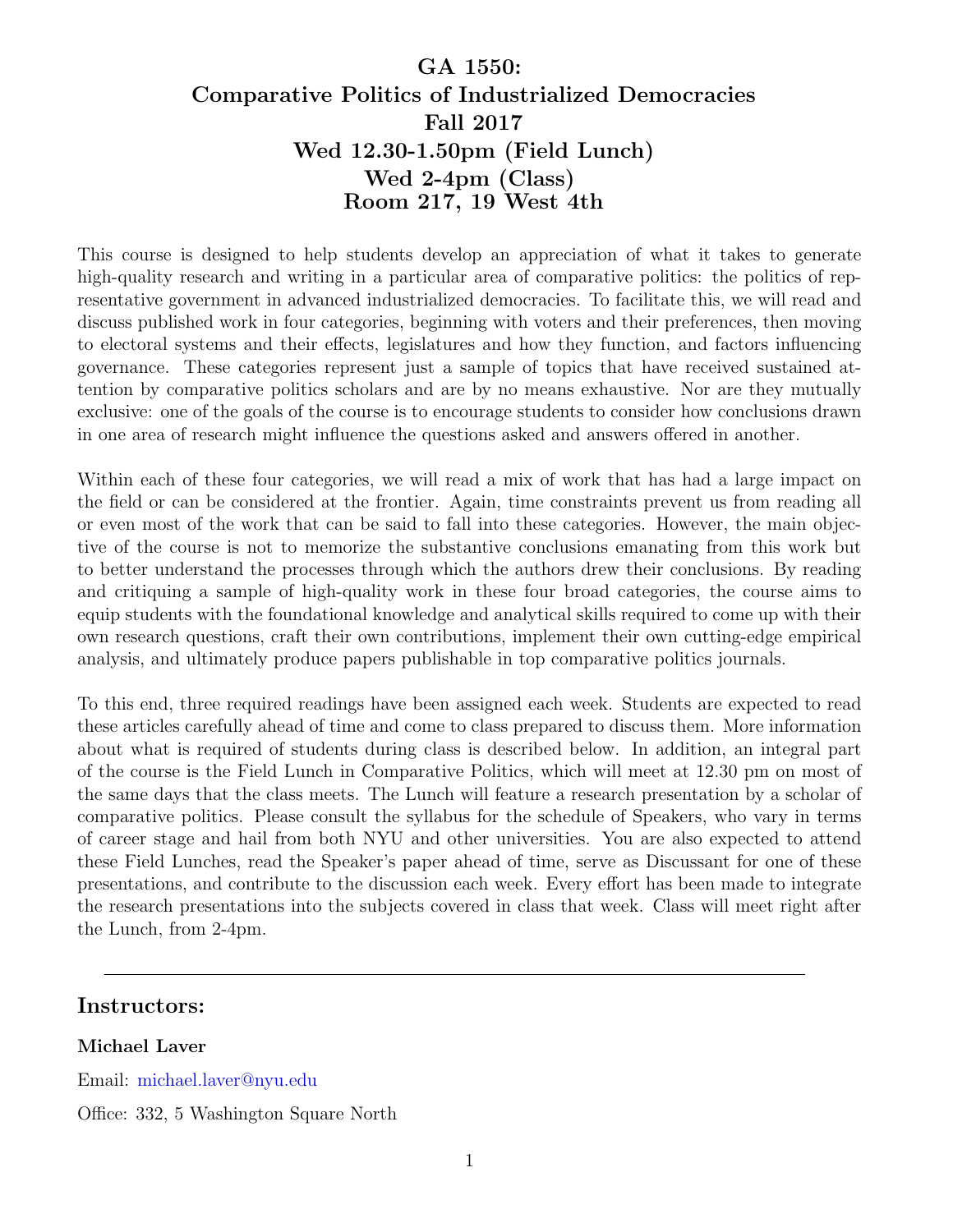# GA 1550: Comparative Politics of Industrialized Democracies
## Fall 2017
## Wed 12.30-1.50pm (Field Lunch)
## Wed 2-4pm (Class)
## Room 217, 19 West 4th

This course is designed to help students develop an appreciation of what it takes to generate high-quality research and writing in a particular area of comparative politics: the politics of representative government in advanced industrialized democracies. To facilitate this, we will read and discuss published work in four categories, beginning with voters and their preferences, then moving to electoral systems and their effects, legislatures and how they function, and factors influencing governance. These categories represent just a sample of topics that have received sustained attention by comparative politics scholars and are by no means exhaustive. Nor are they mutually exclusive: one of the goals of the course is to encourage students to consider how conclusions drawn in one area of research might influence the questions asked and answers offered in another.

Within each of these four categories, we will read a mix of work that has had a large impact on the field or can be considered at the frontier. Again, time constraints prevent us from reading all or even most of the work that can be said to fall into these categories. However, the main objective of the course is not to memorize the substantive conclusions emanating from this work but to better understand the processes through which the authors drew their conclusions. By reading and critiquing a sample of high-quality work in these four broad categories, the course aims to equip students with the foundational knowledge and analytical skills required to come up with their own research questions, craft their own contributions, implement their own cutting-edge empirical analysis, and ultimately produce papers publishable in top comparative politics journals.

To this end, three required readings have been assigned each week. Students are expected to read these articles carefully ahead of time and come to class prepared to discuss them. More information about what is required of students during class is described below. In addition, an integral part of the course is the Field Lunch in Comparative Politics, which will meet at 12.30 pm on most of the same days that the class meets. The Lunch will feature a research presentation by a scholar of comparative politics. Please consult the syllabus for the schedule of Speakers, who vary in terms of career stage and hail from both NYU and other universities. You are also expected to attend these Field Lunches, read the Speaker's paper ahead of time, serve as Discussant for one of these presentations, and contribute to the discussion each week. Every effort has been made to integrate the research presentations into the subjects covered in class that week. Class will meet right after the Lunch, from 2-4pm.

---

## Instructors:

### Michael Laver

Email: michael.laver@nyu.edu

Office: 332, 5 Washington Square North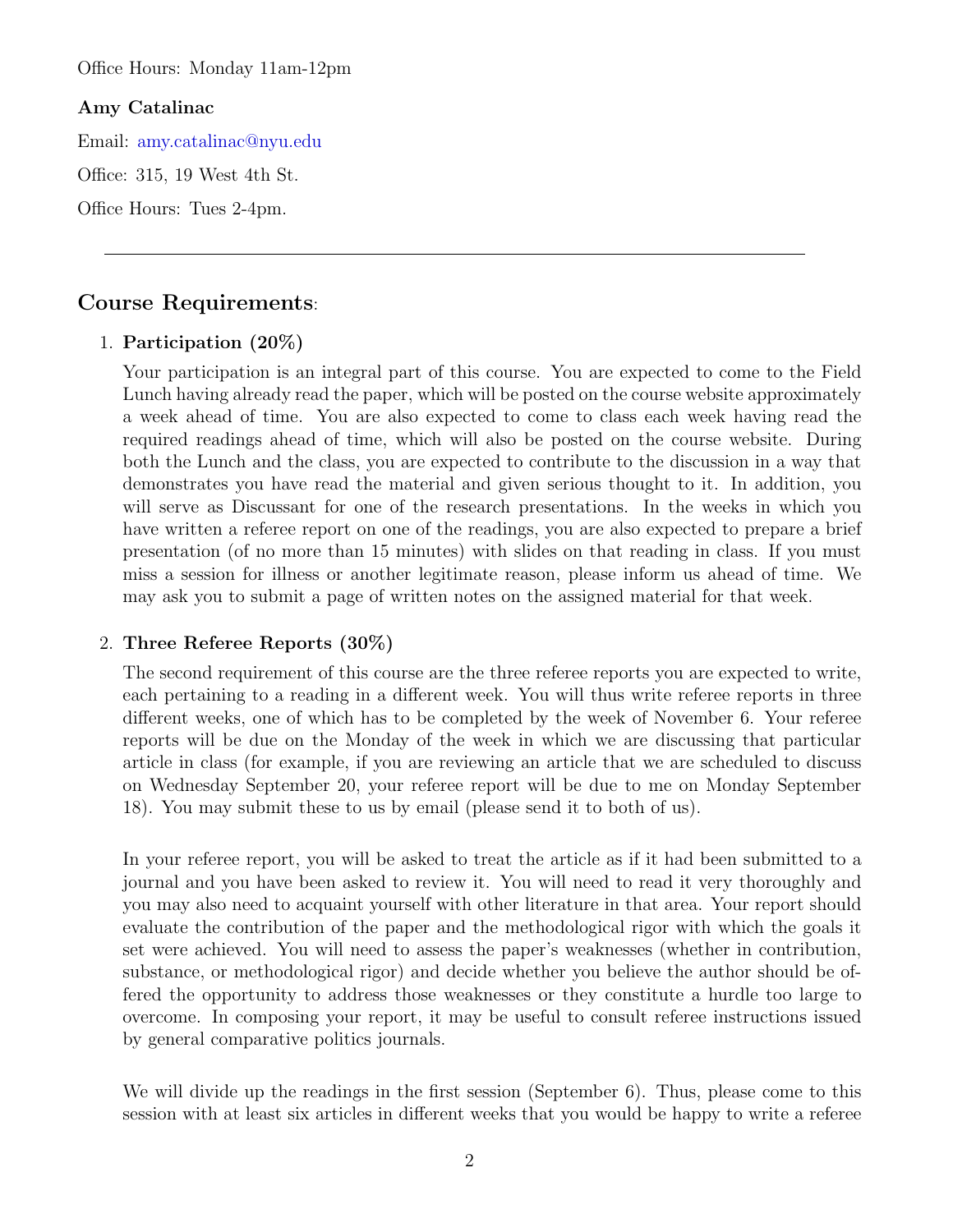Office Hours: Monday 11am-12pm

**Amy Catalinac**

Email: amy.catalinac@nyu.edu

Office: 315, 19 West 4th St.

Office Hours: Tues 2-4pm.

---

## Course Requirements:

1. **Participation (20%)**

   Your participation is an integral part of this course. You are expected to come to the Field Lunch having already read the paper, which will be posted on the course website approximately a week ahead of time. You are also expected to come to class each week having read the required readings ahead of time, which will also be posted on the course website. During both the Lunch and the class, you are expected to contribute to the discussion in a way that demonstrates you have read the material and given serious thought to it. In addition, you will serve as Discussant for one of the research presentations. In the weeks in which you have written a referee report on one of the readings, you are also expected to prepare a brief presentation (of no more than 15 minutes) with slides on that reading in class. If you must miss a session for illness or another legitimate reason, please inform us ahead of time. We may ask you to submit a page of written notes on the assigned material for that week.

2. **Three Referee Reports (30%)**

   The second requirement of this course are the three referee reports you are expected to write, each pertaining to a reading in a different week. You will thus write referee reports in three different weeks, one of which has to be completed by the week of November 6. Your referee reports will be due on the Monday of the week in which we are discussing that particular article in class (for example, if you are reviewing an article that we are scheduled to discuss on Wednesday September 20, your referee report will be due to me on Monday September 18). You may submit these to us by email (please send it to both of us).

   In your referee report, you will be asked to treat the article as if it had been submitted to a journal and you have been asked to review it. You will need to read it very thoroughly and you may also need to acquaint yourself with other literature in that area. Your report should evaluate the contribution of the paper and the methodological rigor with which the goals it set were achieved. You will need to assess the paper's weaknesses (whether in contribution, substance, or methodological rigor) and decide whether you believe the author should be offered the opportunity to address those weaknesses or they constitute a hurdle too large to overcome. In composing your report, it may be useful to consult referee instructions issued by general comparative politics journals.

   We will divide up the readings in the first session (September 6). Thus, please come to this session with at least six articles in different weeks that you would be happy to write a referee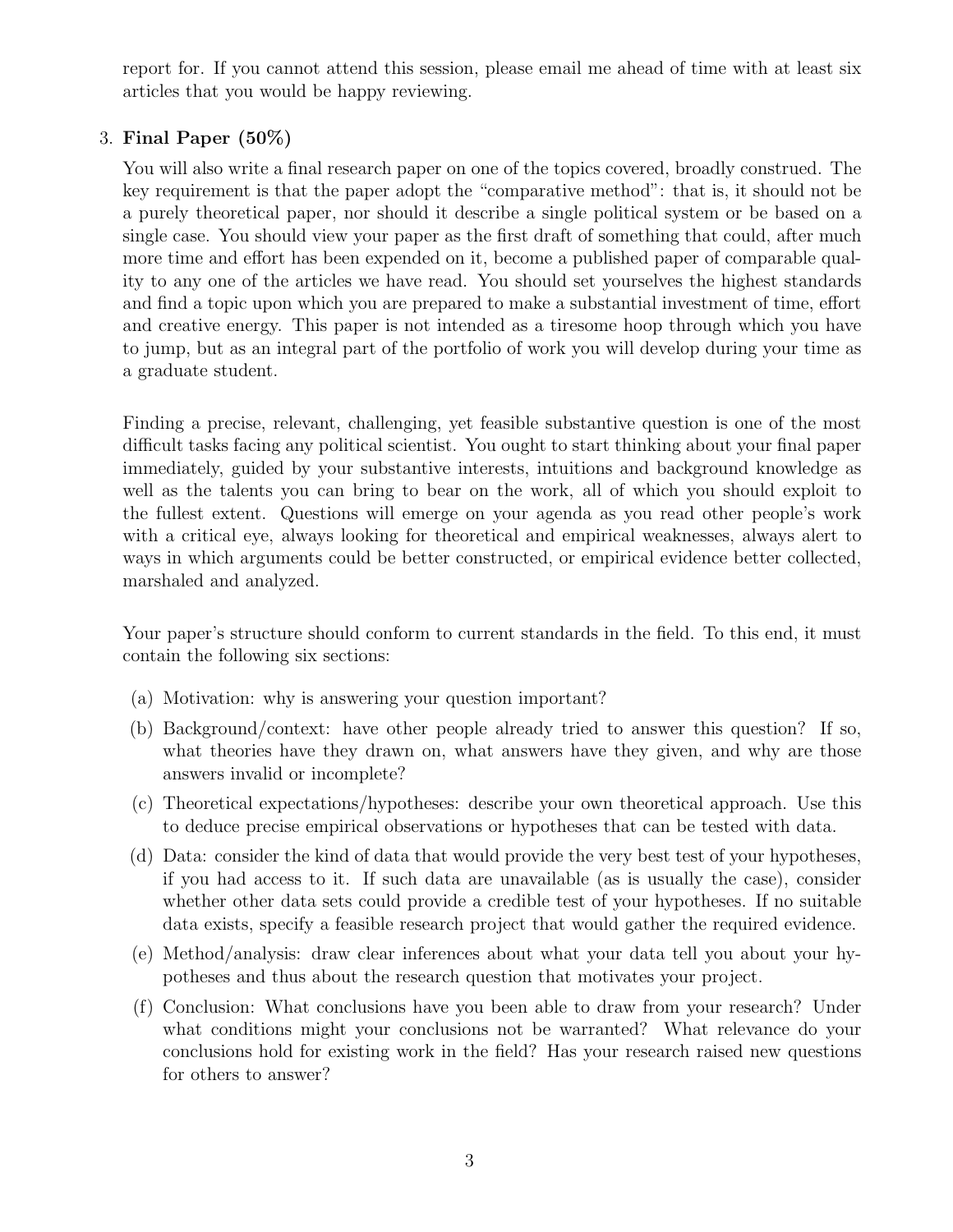report for. If you cannot attend this session, please email me ahead of time with at least six articles that you would be happy reviewing.

3. **Final Paper (50%)**

   You will also write a final research paper on one of the topics covered, broadly construed. The key requirement is that the paper adopt the "comparative method": that is, it should not be a purely theoretical paper, nor should it describe a single political system or be based on a single case. You should view your paper as the first draft of something that could, after much more time and effort has been expended on it, become a published paper of comparable quality to any one of the articles we have read. You should set yourselves the highest standards and find a topic upon which you are prepared to make a substantial investment of time, effort and creative energy. This paper is not intended as a tiresome hoop through which you have to jump, but as an integral part of the portfolio of work you will develop during your time as a graduate student.

   Finding a precise, relevant, challenging, yet feasible substantive question is one of the most difficult tasks facing any political scientist. You ought to start thinking about your final paper immediately, guided by your substantive interests, intuitions and background knowledge as well as the talents you can bring to bear on the work, all of which you should exploit to the fullest extent. Questions will emerge on your agenda as you read other people's work with a critical eye, always looking for theoretical and empirical weaknesses, always alert to ways in which arguments could be better constructed, or empirical evidence better collected, marshaled and analyzed.

   Your paper's structure should conform to current standards in the field. To this end, it must contain the following six sections:

   (a) Motivation: why is answering your question important?

   (b) Background/context: have other people already tried to answer this question? If so, what theories have they drawn on, what answers have they given, and why are those answers invalid or incomplete?

   (c) Theoretical expectations/hypotheses: describe your own theoretical approach. Use this to deduce precise empirical observations or hypotheses that can be tested with data.

   (d) Data: consider the kind of data that would provide the very best test of your hypotheses, if you had access to it. If such data are unavailable (as is usually the case), consider whether other data sets could provide a credible test of your hypotheses. If no suitable data exists, specify a feasible research project that would gather the required evidence.

   (e) Method/analysis: draw clear inferences about what your data tell you about your hypotheses and thus about the research question that motivates your project.

   (f) Conclusion: What conclusions have you been able to draw from your research? Under what conditions might your conclusions not be warranted? What relevance do your conclusions hold for existing work in the field? Has your research raised new questions for others to answer?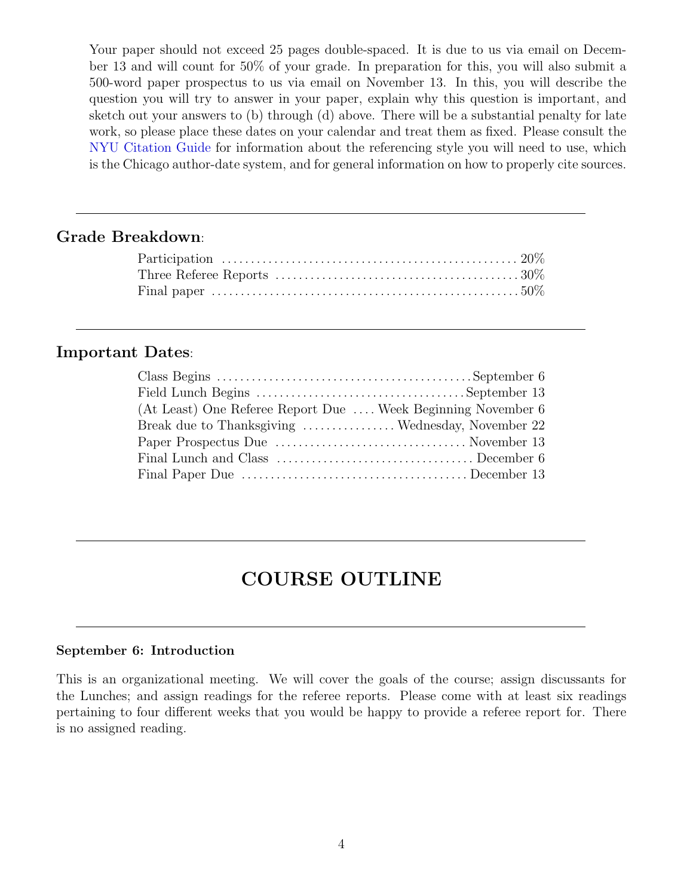Your paper should not exceed 25 pages double-spaced. It is due to us via email on December 13 and will count for 50% of your grade. In preparation for this, you will also submit a 500-word paper prospectus to us via email on November 13. In this, you will describe the question you will try to answer in your paper, explain why this question is important, and sketch out your answers to (b) through (d) above. There will be a substantial penalty for late work, so please place these dates on your calendar and treat them as fixed. Please consult the NYU Citation Guide for information about the referencing style you will need to use, which is the Chicago author-date system, and for general information on how to properly cite sources.

---

### Grade Breakdown:

| | |
|---|---|
| Participation | 20% |
| Three Referee Reports | 30% |
| Final paper | 50% |

---

### Important Dates:

| | |
|---|---|
| Class Begins | September 6 |
| Field Lunch Begins | September 13 |
| (At Least) One Referee Report Due | Week Beginning November 6 |
| Break due to Thanksgiving | Wednesday, November 22 |
| Paper Prospectus Due | November 13 |
| Final Lunch and Class | December 6 |
| Final Paper Due | December 13 |

---

# COURSE OUTLINE

---

#### September 6: Introduction

This is an organizational meeting. We will cover the goals of the course; assign discussants for the Lunches; and assign readings for the referee reports. Please come with at least six readings pertaining to four different weeks that you would be happy to provide a referee report for. There is no assigned reading.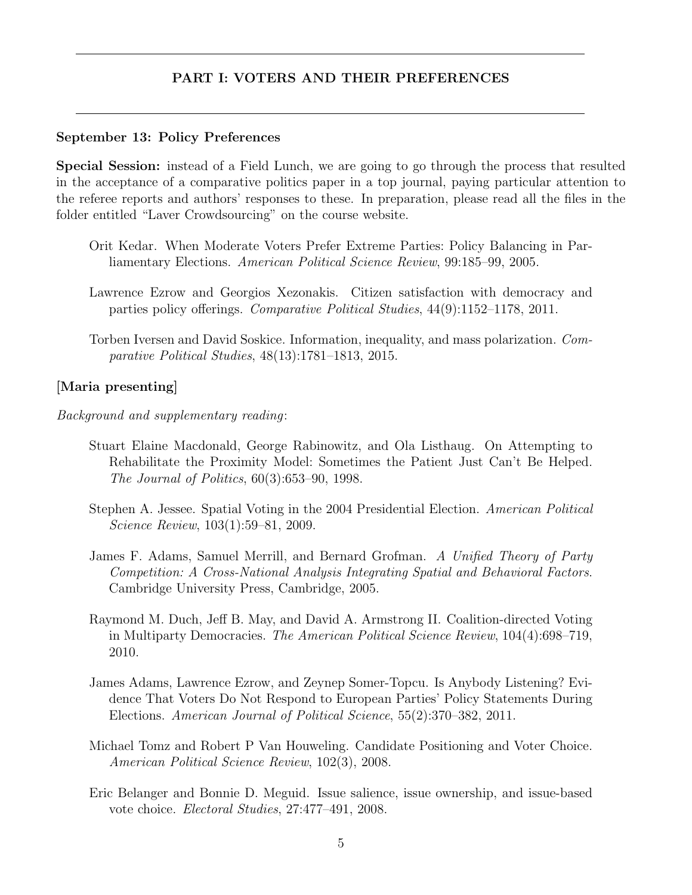---

## PART I: VOTERS AND THEIR PREFERENCES

---

**September 13: Policy Preferences**

**Special Session:** instead of a Field Lunch, we are going to go through the process that resulted in the acceptance of a comparative politics paper in a top journal, paying particular attention to the referee reports and authors' responses to these. In preparation, please read all the files in the folder entitled "Laver Crowdsourcing" on the course website.

- Orit Kedar. When Moderate Voters Prefer Extreme Parties: Policy Balancing in Parliamentary Elections. *American Political Science Review*, 99:185–99, 2005.
- Lawrence Ezrow and Georgios Xezonakis. Citizen satisfaction with democracy and parties policy offerings. *Comparative Political Studies*, 44(9):1152–1178, 2011.
- Torben Iversen and David Soskice. Information, inequality, and mass polarization. *Comparative Political Studies*, 48(13):1781–1813, 2015.

**[Maria presenting]**

*Background and supplementary reading*:

- Stuart Elaine Macdonald, George Rabinowitz, and Ola Listhaug. On Attempting to Rehabilitate the Proximity Model: Sometimes the Patient Just Can't Be Helped. *The Journal of Politics*, 60(3):653–90, 1998.
- Stephen A. Jessee. Spatial Voting in the 2004 Presidential Election. *American Political Science Review*, 103(1):59–81, 2009.
- James F. Adams, Samuel Merrill, and Bernard Grofman. *A Unified Theory of Party Competition: A Cross-National Analysis Integrating Spatial and Behavioral Factors*. Cambridge University Press, Cambridge, 2005.
- Raymond M. Duch, Jeff B. May, and David A. Armstrong II. Coalition-directed Voting in Multiparty Democracies. *The American Political Science Review*, 104(4):698–719, 2010.
- James Adams, Lawrence Ezrow, and Zeynep Somer-Topcu. Is Anybody Listening? Evidence That Voters Do Not Respond to European Parties' Policy Statements During Elections. *American Journal of Political Science*, 55(2):370–382, 2011.
- Michael Tomz and Robert P Van Houweling. Candidate Positioning and Voter Choice. *American Political Science Review*, 102(3), 2008.
- Eric Belanger and Bonnie D. Meguid. Issue salience, issue ownership, and issue-based vote choice. *Electoral Studies*, 27:477–491, 2008.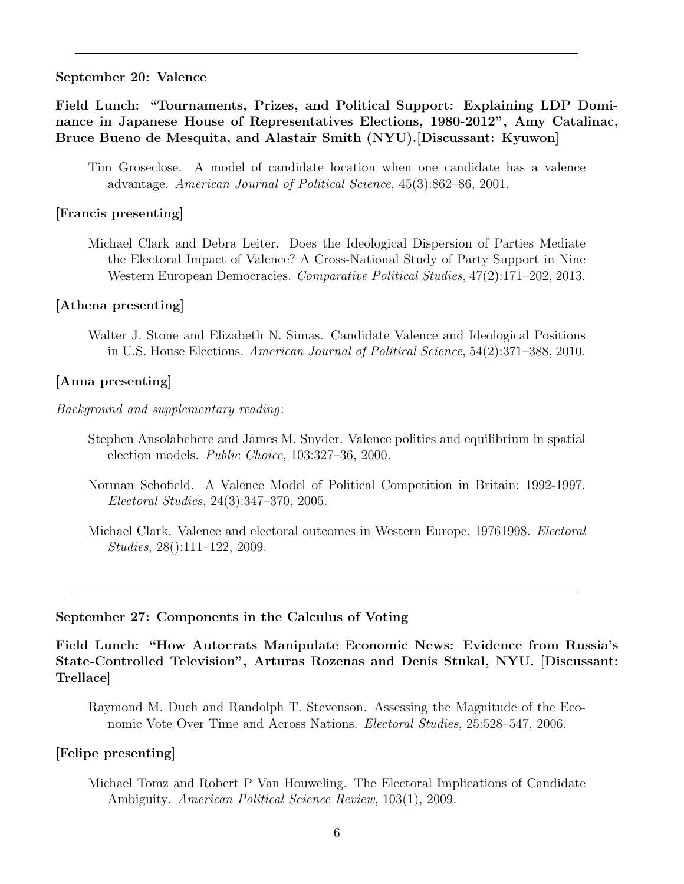---

**September 20: Valence**

**Field Lunch: "Tournaments, Prizes, and Political Support: Explaining LDP Dominance in Japanese House of Representatives Elections, 1980-2012", Amy Catalinac, Bruce Bueno de Mesquita, and Alastair Smith (NYU).[Discussant: Kyuwon]**

Tim Groseclose. A model of candidate location when one candidate has a valence advantage. *American Journal of Political Science*, 45(3):862–86, 2001.

**[Francis presenting]**

Michael Clark and Debra Leiter. Does the Ideological Dispersion of Parties Mediate the Electoral Impact of Valence? A Cross-National Study of Party Support in Nine Western European Democracies. *Comparative Political Studies*, 47(2):171–202, 2013.

**[Athena presenting]**

Walter J. Stone and Elizabeth N. Simas. Candidate Valence and Ideological Positions in U.S. House Elections. *American Journal of Political Science*, 54(2):371–388, 2010.

**[Anna presenting]**

*Background and supplementary reading*:

Stephen Ansolabehere and James M. Snyder. Valence politics and equilibrium in spatial election models. *Public Choice*, 103:327–36, 2000.

Norman Schofield. A Valence Model of Political Competition in Britain: 1992-1997. *Electoral Studies*, 24(3):347–370, 2005.

Michael Clark. Valence and electoral outcomes in Western Europe, 19761998. *Electoral Studies*, 28():111–122, 2009.

---

**September 27: Components in the Calculus of Voting**

**Field Lunch: "How Autocrats Manipulate Economic News: Evidence from Russia's State-Controlled Television", Arturas Rozenas and Denis Stukal, NYU. [Discussant: Trellace]**

Raymond M. Duch and Randolph T. Stevenson. Assessing the Magnitude of the Economic Vote Over Time and Across Nations. *Electoral Studies*, 25:528–547, 2006.

**[Felipe presenting]**

Michael Tomz and Robert P Van Houweling. The Electoral Implications of Candidate Ambiguity. *American Political Science Review*, 103(1), 2009.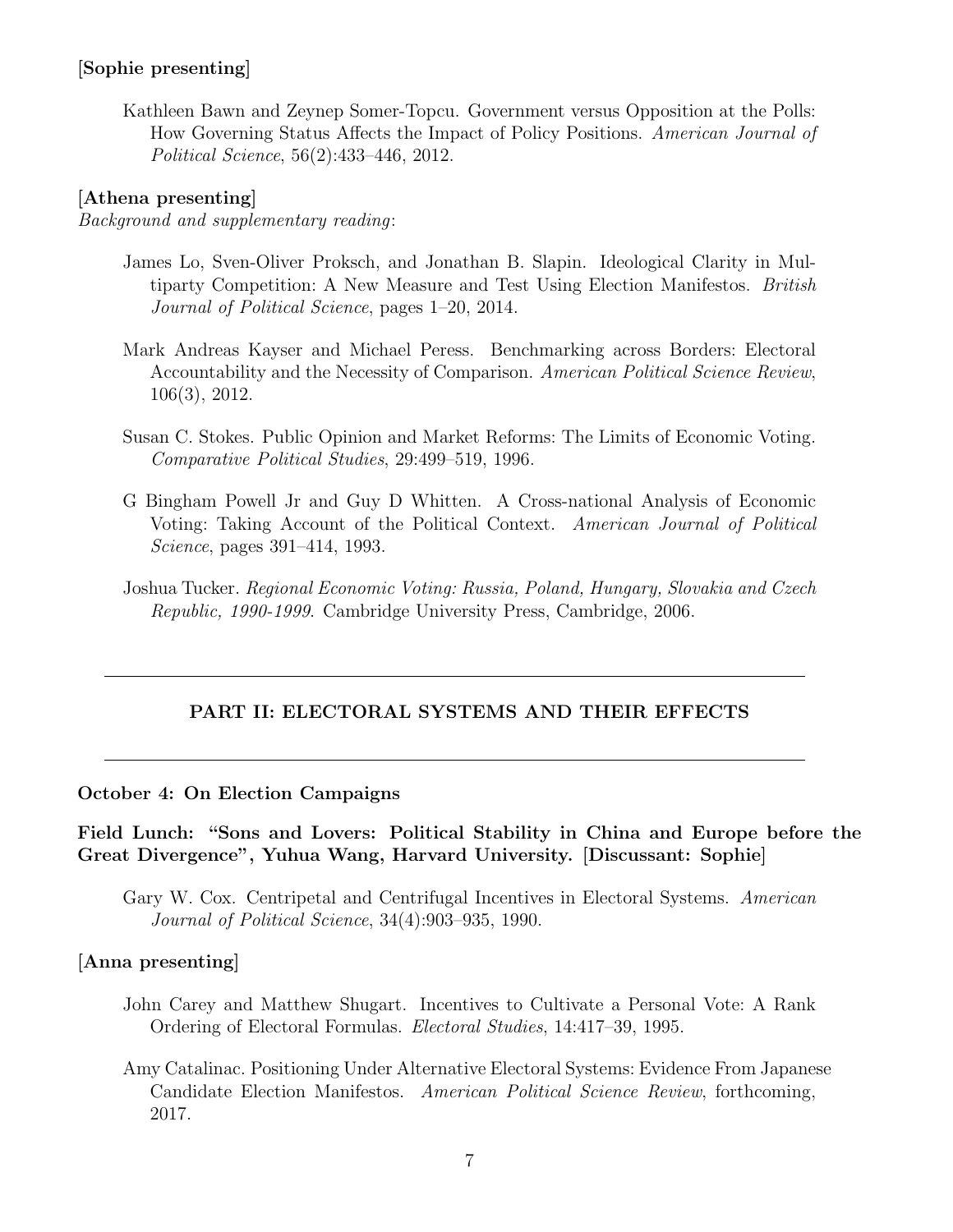**[Sophie presenting]**

Kathleen Bawn and Zeynep Somer-Topcu. Government versus Opposition at the Polls: How Governing Status Affects the Impact of Policy Positions. *American Journal of Political Science*, 56(2):433–446, 2012.

**[Athena presenting]**

*Background and supplementary reading*:

James Lo, Sven-Oliver Proksch, and Jonathan B. Slapin. Ideological Clarity in Multiparty Competition: A New Measure and Test Using Election Manifestos. *British Journal of Political Science*, pages 1–20, 2014.

Mark Andreas Kayser and Michael Peress. Benchmarking across Borders: Electoral Accountability and the Necessity of Comparison. *American Political Science Review*, 106(3), 2012.

Susan C. Stokes. Public Opinion and Market Reforms: The Limits of Economic Voting. *Comparative Political Studies*, 29:499–519, 1996.

G Bingham Powell Jr and Guy D Whitten. A Cross-national Analysis of Economic Voting: Taking Account of the Political Context. *American Journal of Political Science*, pages 391–414, 1993.

Joshua Tucker. *Regional Economic Voting: Russia, Poland, Hungary, Slovakia and Czech Republic, 1990-1999*. Cambridge University Press, Cambridge, 2006.

---

## PART II: ELECTORAL SYSTEMS AND THEIR EFFECTS

---

**October 4: On Election Campaigns**

**Field Lunch: "Sons and Lovers: Political Stability in China and Europe before the Great Divergence", Yuhua Wang, Harvard University. [Discussant: Sophie]**

Gary W. Cox. Centripetal and Centrifugal Incentives in Electoral Systems. *American Journal of Political Science*, 34(4):903–935, 1990.

**[Anna presenting]**

John Carey and Matthew Shugart. Incentives to Cultivate a Personal Vote: A Rank Ordering of Electoral Formulas. *Electoral Studies*, 14:417–39, 1995.

Amy Catalinac. Positioning Under Alternative Electoral Systems: Evidence From Japanese Candidate Election Manifestos. *American Political Science Review*, forthcoming, 2017.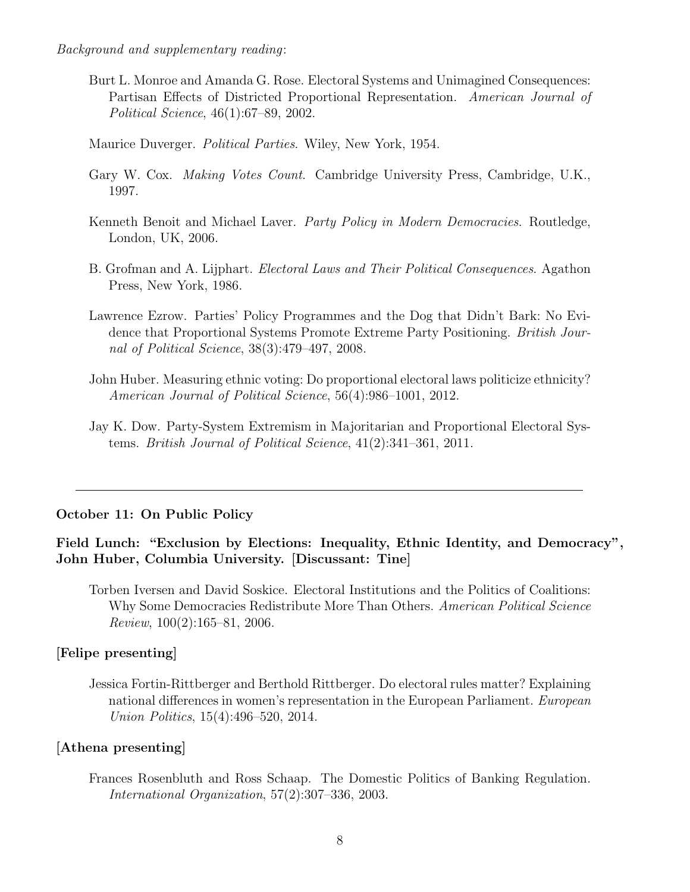*Background and supplementary reading*:

Burt L. Monroe and Amanda G. Rose. Electoral Systems and Unimagined Consequences: Partisan Effects of Districted Proportional Representation. *American Journal of Political Science*, 46(1):67–89, 2002.

Maurice Duverger. *Political Parties*. Wiley, New York, 1954.

Gary W. Cox. *Making Votes Count*. Cambridge University Press, Cambridge, U.K., 1997.

Kenneth Benoit and Michael Laver. *Party Policy in Modern Democracies*. Routledge, London, UK, 2006.

B. Grofman and A. Lijphart. *Electoral Laws and Their Political Consequences*. Agathon Press, New York, 1986.

Lawrence Ezrow. Parties' Policy Programmes and the Dog that Didn't Bark: No Evidence that Proportional Systems Promote Extreme Party Positioning. *British Journal of Political Science*, 38(3):479–497, 2008.

John Huber. Measuring ethnic voting: Do proportional electoral laws politicize ethnicity? *American Journal of Political Science*, 56(4):986–1001, 2012.

Jay K. Dow. Party-System Extremism in Majoritarian and Proportional Electoral Systems. *British Journal of Political Science*, 41(2):341–361, 2011.

---

**October 11: On Public Policy**

**Field Lunch: "Exclusion by Elections: Inequality, Ethnic Identity, and Democracy", John Huber, Columbia University. [Discussant: Tine]**

Torben Iversen and David Soskice. Electoral Institutions and the Politics of Coalitions: Why Some Democracies Redistribute More Than Others. *American Political Science Review*, 100(2):165–81, 2006.

**[Felipe presenting]**

Jessica Fortin-Rittberger and Berthold Rittberger. Do electoral rules matter? Explaining national differences in women's representation in the European Parliament. *European Union Politics*, 15(4):496–520, 2014.

**[Athena presenting]**

Frances Rosenbluth and Ross Schaap. The Domestic Politics of Banking Regulation. *International Organization*, 57(2):307–336, 2003.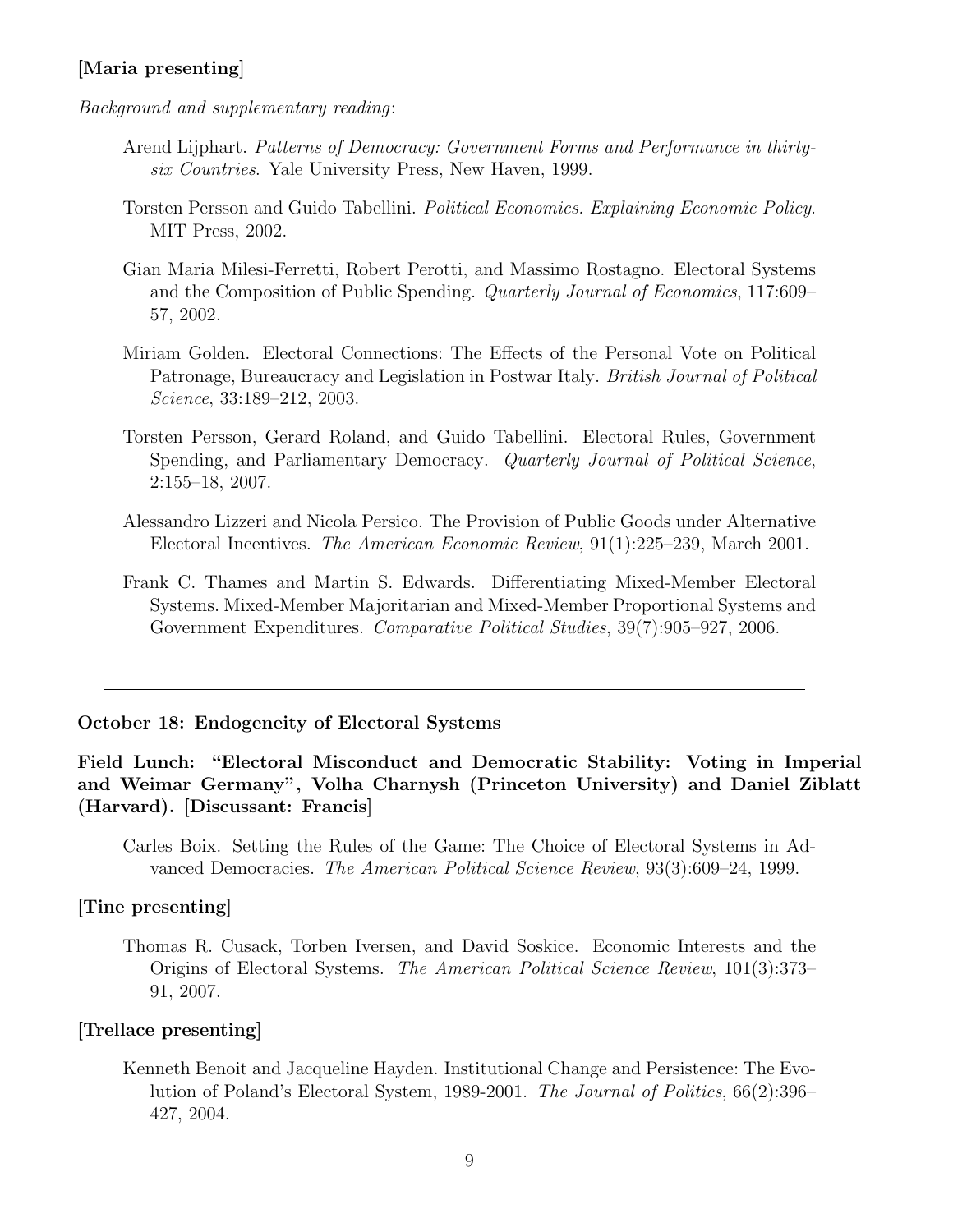**[Maria presenting]**

*Background and supplementary reading*:

Arend Lijphart. *Patterns of Democracy: Government Forms and Performance in thirty-six Countries*. Yale University Press, New Haven, 1999.

Torsten Persson and Guido Tabellini. *Political Economics. Explaining Economic Policy*. MIT Press, 2002.

Gian Maria Milesi-Ferretti, Robert Perotti, and Massimo Rostagno. Electoral Systems and the Composition of Public Spending. *Quarterly Journal of Economics*, 117:609–57, 2002.

Miriam Golden. Electoral Connections: The Effects of the Personal Vote on Political Patronage, Bureaucracy and Legislation in Postwar Italy. *British Journal of Political Science*, 33:189–212, 2003.

Torsten Persson, Gerard Roland, and Guido Tabellini. Electoral Rules, Government Spending, and Parliamentary Democracy. *Quarterly Journal of Political Science*, 2:155–18, 2007.

Alessandro Lizzeri and Nicola Persico. The Provision of Public Goods under Alternative Electoral Incentives. *The American Economic Review*, 91(1):225–239, March 2001.

Frank C. Thames and Martin S. Edwards. Differentiating Mixed-Member Electoral Systems. Mixed-Member Majoritarian and Mixed-Member Proportional Systems and Government Expenditures. *Comparative Political Studies*, 39(7):905–927, 2006.

---

**October 18: Endogeneity of Electoral Systems**

**Field Lunch: "Electoral Misconduct and Democratic Stability: Voting in Imperial and Weimar Germany", Volha Charnysh (Princeton University) and Daniel Ziblatt (Harvard). [Discussant: Francis]**

Carles Boix. Setting the Rules of the Game: The Choice of Electoral Systems in Advanced Democracies. *The American Political Science Review*, 93(3):609–24, 1999.

**[Tine presenting]**

Thomas R. Cusack, Torben Iversen, and David Soskice. Economic Interests and the Origins of Electoral Systems. *The American Political Science Review*, 101(3):373–91, 2007.

**[Trellace presenting]**

Kenneth Benoit and Jacqueline Hayden. Institutional Change and Persistence: The Evolution of Poland's Electoral System, 1989-2001. *The Journal of Politics*, 66(2):396–427, 2004.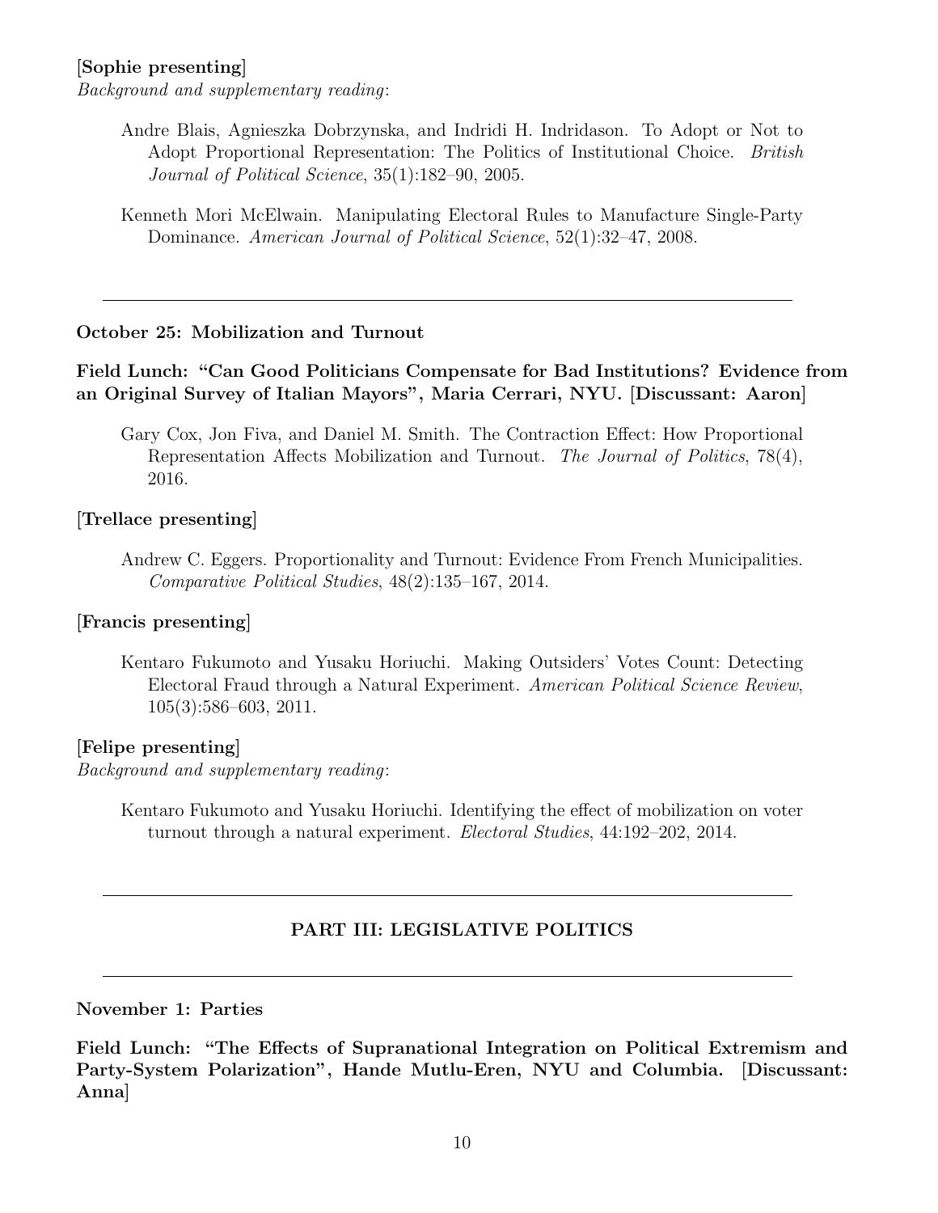**[Sophie presenting]**

*Background and supplementary reading*:

> Andre Blais, Agnieszka Dobrzynska, and Indridi H. Indridason. To Adopt or Not to Adopt Proportional Representation: The Politics of Institutional Choice. *British Journal of Political Science*, 35(1):182–90, 2005.

> Kenneth Mori McElwain. Manipulating Electoral Rules to Manufacture Single-Party Dominance. *American Journal of Political Science*, 52(1):32–47, 2008.

---

**October 25: Mobilization and Turnout**

**Field Lunch: "Can Good Politicians Compensate for Bad Institutions? Evidence from an Original Survey of Italian Mayors", Maria Cerrari, NYU. [Discussant: Aaron]**

> Gary Cox, Jon Fiva, and Daniel M. Smith. The Contraction Effect: How Proportional Representation Affects Mobilization and Turnout. *The Journal of Politics*, 78(4), 2016.

**[Trellace presenting]**

> Andrew C. Eggers. Proportionality and Turnout: Evidence From French Municipalities. *Comparative Political Studies*, 48(2):135–167, 2014.

**[Francis presenting]**

> Kentaro Fukumoto and Yusaku Horiuchi. Making Outsiders' Votes Count: Detecting Electoral Fraud through a Natural Experiment. *American Political Science Review*, 105(3):586–603, 2011.

**[Felipe presenting]**

*Background and supplementary reading*:

> Kentaro Fukumoto and Yusaku Horiuchi. Identifying the effect of mobilization on voter turnout through a natural experiment. *Electoral Studies*, 44:192–202, 2014.

---

## PART III: LEGISLATIVE POLITICS

---

**November 1: Parties**

**Field Lunch: "The Effects of Supranational Integration on Political Extremism and Party-System Polarization", Hande Mutlu-Eren, NYU and Columbia. [Discussant: Anna]**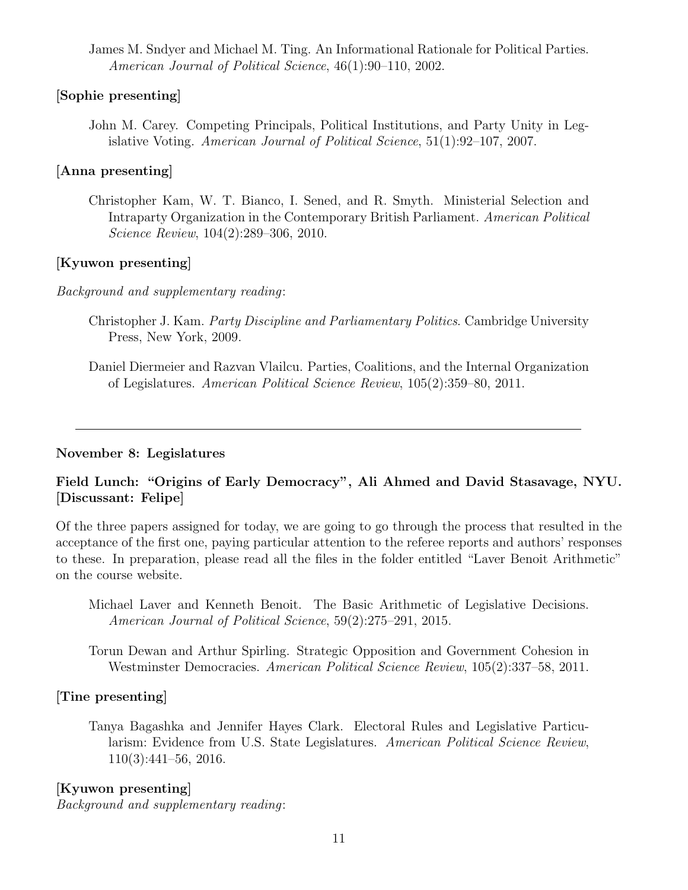James M. Sndyer and Michael M. Ting. An Informational Rationale for Political Parties. *American Journal of Political Science*, 46(1):90–110, 2002.

**[Sophie presenting]**

John M. Carey. Competing Principals, Political Institutions, and Party Unity in Legislative Voting. *American Journal of Political Science*, 51(1):92–107, 2007.

**[Anna presenting]**

Christopher Kam, W. T. Bianco, I. Sened, and R. Smyth. Ministerial Selection and Intraparty Organization in the Contemporary British Parliament. *American Political Science Review*, 104(2):289–306, 2010.

**[Kyuwon presenting]**

*Background and supplementary reading*:

Christopher J. Kam. *Party Discipline and Parliamentary Politics*. Cambridge University Press, New York, 2009.

Daniel Diermeier and Razvan Vlailcu. Parties, Coalitions, and the Internal Organization of Legislatures. *American Political Science Review*, 105(2):359–80, 2011.

---

**November 8: Legislatures**

**Field Lunch: "Origins of Early Democracy", Ali Ahmed and David Stasavage, NYU. [Discussant: Felipe]**

Of the three papers assigned for today, we are going to go through the process that resulted in the acceptance of the first one, paying particular attention to the referee reports and authors' responses to these. In preparation, please read all the files in the folder entitled "Laver Benoit Arithmetic" on the course website.

Michael Laver and Kenneth Benoit. The Basic Arithmetic of Legislative Decisions. *American Journal of Political Science*, 59(2):275–291, 2015.

Torun Dewan and Arthur Spirling. Strategic Opposition and Government Cohesion in Westminster Democracies. *American Political Science Review*, 105(2):337–58, 2011.

**[Tine presenting]**

Tanya Bagashka and Jennifer Hayes Clark. Electoral Rules and Legislative Particularism: Evidence from U.S. State Legislatures. *American Political Science Review*, 110(3):441–56, 2016.

**[Kyuwon presenting]**

*Background and supplementary reading*: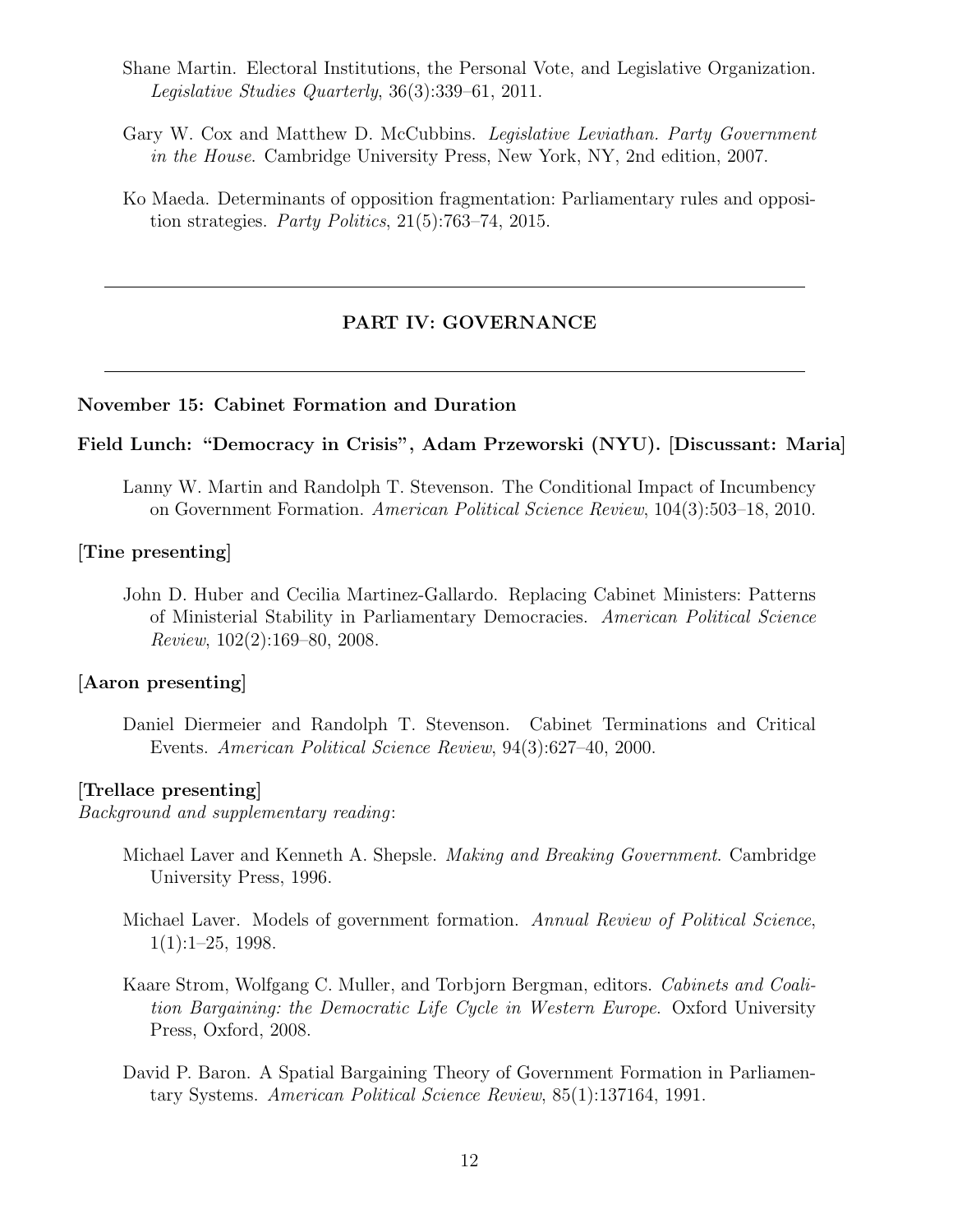Shane Martin. Electoral Institutions, the Personal Vote, and Legislative Organization. *Legislative Studies Quarterly*, 36(3):339–61, 2011.

Gary W. Cox and Matthew D. McCubbins. *Legislative Leviathan. Party Government in the House*. Cambridge University Press, New York, NY, 2nd edition, 2007.

Ko Maeda. Determinants of opposition fragmentation: Parliamentary rules and opposition strategies. *Party Politics*, 21(5):763–74, 2015.

---

## PART IV: GOVERNANCE

---

### November 15: Cabinet Formation and Duration

### Field Lunch: "Democracy in Crisis", Adam Przeworski (NYU). [Discussant: Maria]

Lanny W. Martin and Randolph T. Stevenson. The Conditional Impact of Incumbency on Government Formation. *American Political Science Review*, 104(3):503–18, 2010.

**[Tine presenting]**

John D. Huber and Cecilia Martinez-Gallardo. Replacing Cabinet Ministers: Patterns of Ministerial Stability in Parliamentary Democracies. *American Political Science Review*, 102(2):169–80, 2008.

**[Aaron presenting]**

Daniel Diermeier and Randolph T. Stevenson. Cabinet Terminations and Critical Events. *American Political Science Review*, 94(3):627–40, 2000.

**[Trellace presenting]**
*Background and supplementary reading*:

Michael Laver and Kenneth A. Shepsle. *Making and Breaking Government*. Cambridge University Press, 1996.

Michael Laver. Models of government formation. *Annual Review of Political Science*, 1(1):1–25, 1998.

Kaare Strom, Wolfgang C. Muller, and Torbjorn Bergman, editors. *Cabinets and Coalition Bargaining: the Democratic Life Cycle in Western Europe*. Oxford University Press, Oxford, 2008.

David P. Baron. A Spatial Bargaining Theory of Government Formation in Parliamentary Systems. *American Political Science Review*, 85(1):137164, 1991.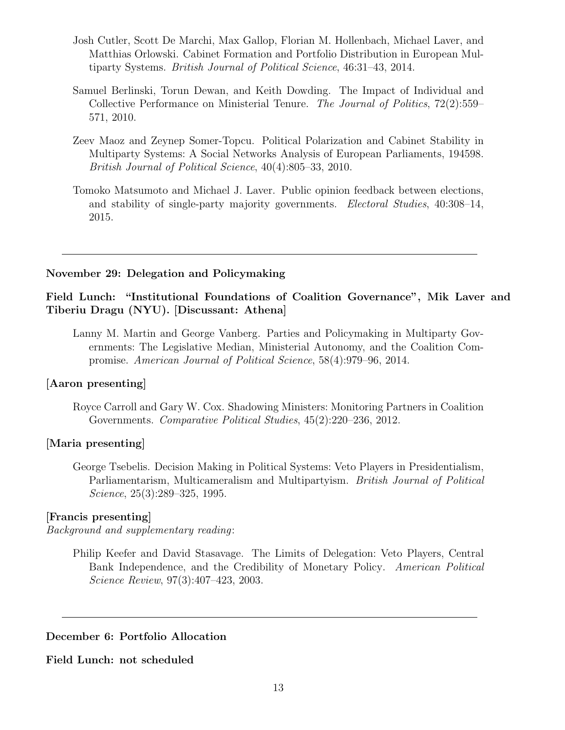Josh Cutler, Scott De Marchi, Max Gallop, Florian M. Hollenbach, Michael Laver, and Matthias Orlowski. Cabinet Formation and Portfolio Distribution in European Multiparty Systems. *British Journal of Political Science*, 46:31–43, 2014.

Samuel Berlinski, Torun Dewan, and Keith Dowding. The Impact of Individual and Collective Performance on Ministerial Tenure. *The Journal of Politics*, 72(2):559–571, 2010.

Zeev Maoz and Zeynep Somer-Topcu. Political Polarization and Cabinet Stability in Multiparty Systems: A Social Networks Analysis of European Parliaments, 194598. *British Journal of Political Science*, 40(4):805–33, 2010.

Tomoko Matsumoto and Michael J. Laver. Public opinion feedback between elections, and stability of single-party majority governments. *Electoral Studies*, 40:308–14, 2015.

---

**November 29: Delegation and Policymaking**

**Field Lunch: "Institutional Foundations of Coalition Governance", Mik Laver and Tiberiu Dragu (NYU). [Discussant: Athena]**

Lanny M. Martin and George Vanberg. Parties and Policymaking in Multiparty Governments: The Legislative Median, Ministerial Autonomy, and the Coalition Compromise. *American Journal of Political Science*, 58(4):979–96, 2014.

**[Aaron presenting]**

Royce Carroll and Gary W. Cox. Shadowing Ministers: Monitoring Partners in Coalition Governments. *Comparative Political Studies*, 45(2):220–236, 2012.

**[Maria presenting]**

George Tsebelis. Decision Making in Political Systems: Veto Players in Presidentialism, Parliamentarism, Multicameralism and Multipartyism. *British Journal of Political Science*, 25(3):289–325, 1995.

**[Francis presenting]**

*Background and supplementary reading*:

Philip Keefer and David Stasavage. The Limits of Delegation: Veto Players, Central Bank Independence, and the Credibility of Monetary Policy. *American Political Science Review*, 97(3):407–423, 2003.

---

**December 6: Portfolio Allocation**

**Field Lunch: not scheduled**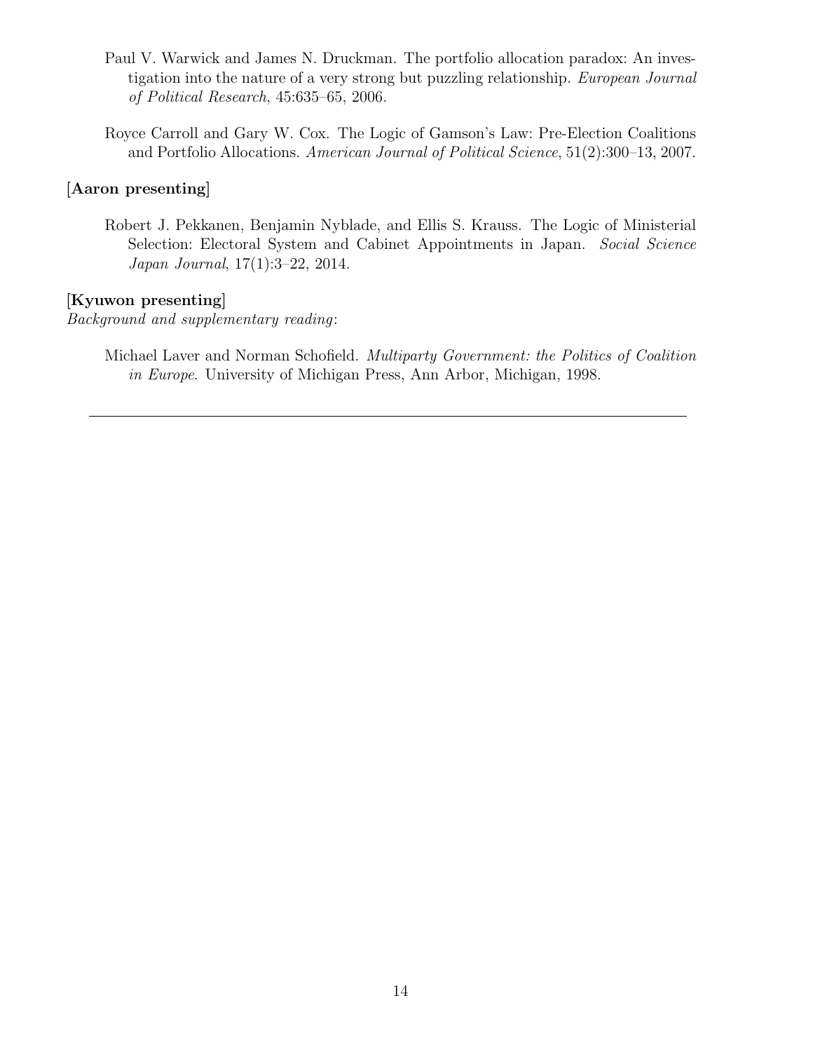Paul V. Warwick and James N. Druckman. The portfolio allocation paradox: An investigation into the nature of a very strong but puzzling relationship. *European Journal of Political Research*, 45:635–65, 2006.

Royce Carroll and Gary W. Cox. The Logic of Gamson's Law: Pre-Election Coalitions and Portfolio Allocations. *American Journal of Political Science*, 51(2):300–13, 2007.

[**Aaron presenting**]

Robert J. Pekkanen, Benjamin Nyblade, and Ellis S. Krauss. The Logic of Ministerial Selection: Electoral System and Cabinet Appointments in Japan. *Social Science Japan Journal*, 17(1):3–22, 2014.

[**Kyuwon presenting**]

*Background and supplementary reading*:

Michael Laver and Norman Schofield. *Multiparty Government: the Politics of Coalition in Europe*. University of Michigan Press, Ann Arbor, Michigan, 1998.

---